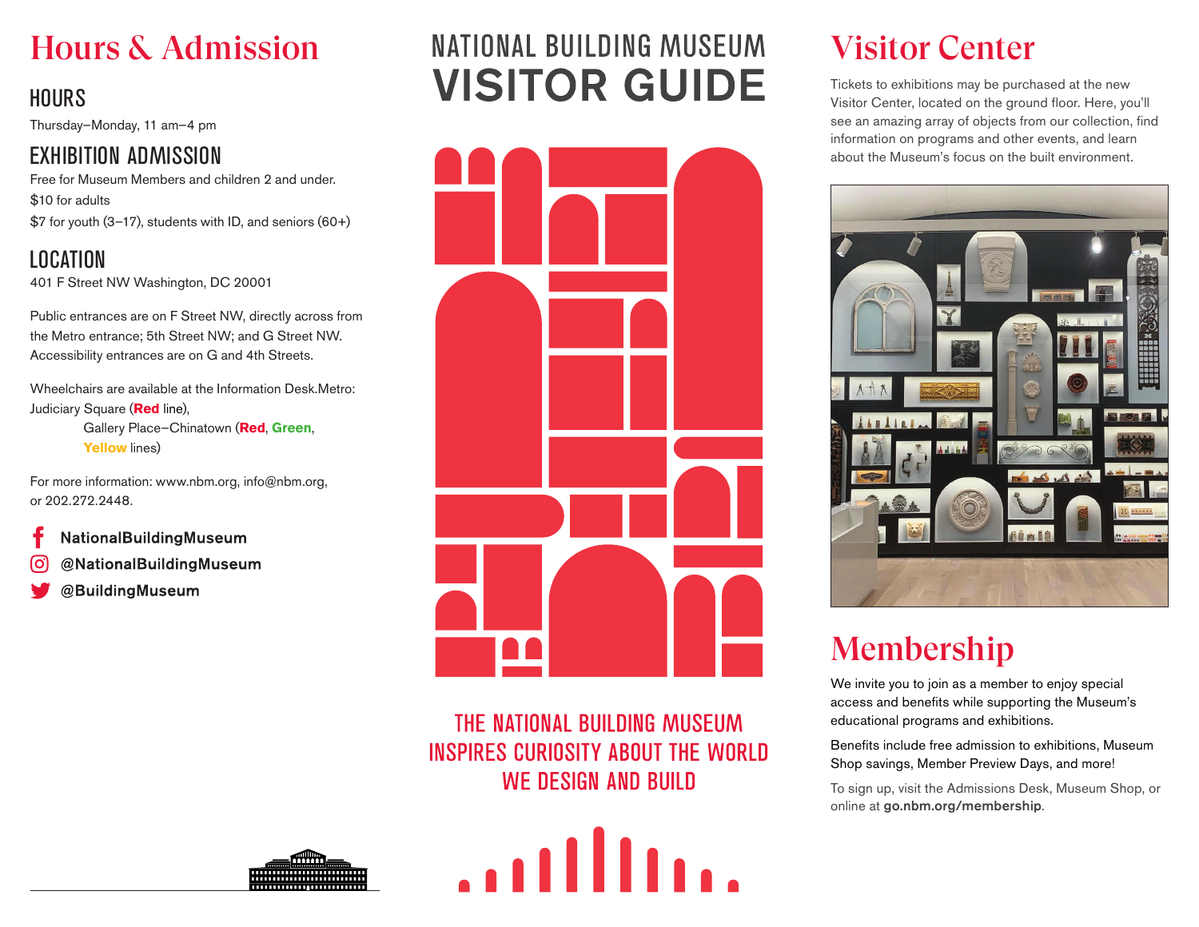# Hours & Admission

## HOURS

Thursday–Monday, 11 am–4 pm

## EXHIBITION ADMISSION

Free for Museum Members and children 2 and under.
$10 for adults
$7 for youth (3–17), students with ID, and seniors (60+)

## LOCATION

401 F Street NW Washington, DC 20001

Public entrances are on F Street NW, directly across from the Metro entrance; 5th Street NW; and G Street NW. Accessibility entrances are on G and 4th Streets.

Wheelchairs are available at the Information Desk.Metro: Judiciary Square (**Red** line),
Gallery Place–Chinatown (**Red**, **Green**, **Yellow** lines)

For more information: www.nbm.org, info@nbm.org, or 202.272.2448.

**NationalBuildingMuseum**
**@NationalBuildingMuseum**
**@BuildingMuseum**

# NATIONAL BUILDING MUSEUM VISITOR GUIDE

THE NATIONAL BUILDING MUSEUM INSPIRES CURIOSITY ABOUT THE WORLD WE DESIGN AND BUILD

# Visitor Center

Tickets to exhibitions may be purchased at the new Visitor Center, located on the ground floor. Here, you'll see an amazing array of objects from our collection, find information on programs and other events, and learn about the Museum's focus on the built environment.

# Membership

We invite you to join as a member to enjoy special access and benefits while supporting the Museum's educational programs and exhibitions.

Benefits include free admission to exhibitions, Museum Shop savings, Member Preview Days, and more!

To sign up, visit the Admissions Desk, Museum Shop, or online at **go.nbm.org/membership**.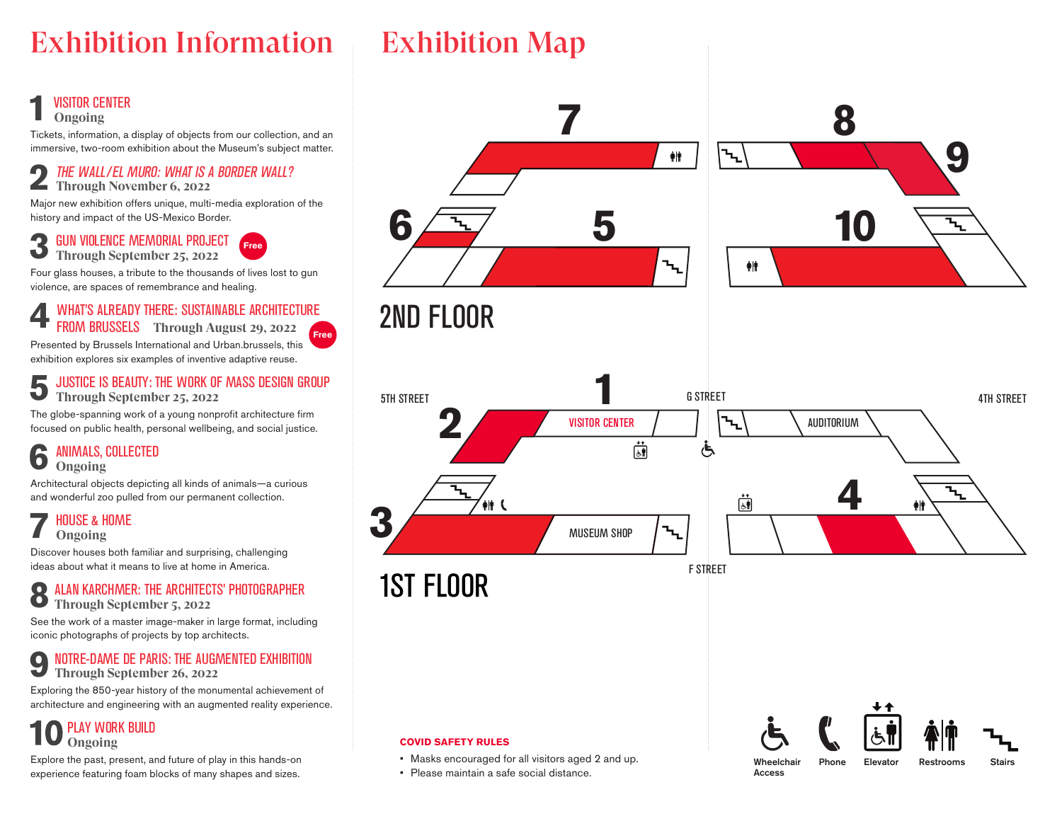# Exhibition Information

## 1 VISITOR CENTER
**Ongoing**

Tickets, information, a display of objects from our collection, and an immersive, two-room exhibition about the Museum's subject matter.

## 2 *THE WALL/EL MURO: WHAT IS A BORDER WALL?*
**Through November 6, 2022**

Major new exhibition offers unique, multi-media exploration of the history and impact of the US-Mexico Border.

## 3 GUN VIOLENCE MEMORIAL PROJECT
Free

**Through September 25, 2022**

Four glass houses, a tribute to the thousands of lives lost to gun violence, are spaces of remembrance and healing.

## 4 WHAT'S ALREADY THERE: SUSTAINABLE ARCHITECTURE FROM BRUSSELS
**Through August 29, 2022**

Free

Presented by Brussels International and Urban.brussels, this exhibition explores six examples of inventive adaptive reuse.

## 5 JUSTICE IS BEAUTY: THE WORK OF MASS DESIGN GROUP
**Through September 25, 2022**

The globe-spanning work of a young nonprofit architecture firm focused on public health, personal wellbeing, and social justice.

## 6 ANIMALS, COLLECTED
**Ongoing**

Architectural objects depicting all kinds of animals—a curious and wonderful zoo pulled from our permanent collection.

## 7 HOUSE & HOME
**Ongoing**

Discover houses both familiar and surprising, challenging ideas about what it means to live at home in America.

## 8 ALAN KARCHMER: THE ARCHITECTS' PHOTOGRAPHER
**Through September 5, 2022**

See the work of a master image-maker in large format, including iconic photographs of projects by top architects.

## 9 NOTRE-DAME DE PARIS: THE AUGMENTED EXHIBITION
**Through September 26, 2022**

Exploring the 850-year history of the monumental achievement of architecture and engineering with an augmented reality experience.

## 10 PLAY WORK BUILD
**Ongoing**

Explore the past, present, and future of play in this hands-on experience featuring foam blocks of many shapes and sizes.

# Exhibition Map

7
8
9
6
5
10

2ND FLOOR

5TH STREET
G STREET
4TH STREET
1
2
VISITOR CENTER
AUDITORIUM
3
4
MUSEUM SHOP
F STREET

1ST FLOOR

**COVID SAFETY RULES**

- Masks encouraged for all visitors aged 2 and up.
- Please maintain a safe social distance.

Wheelchair Access
Phone
Elevator
Restrooms
Stairs